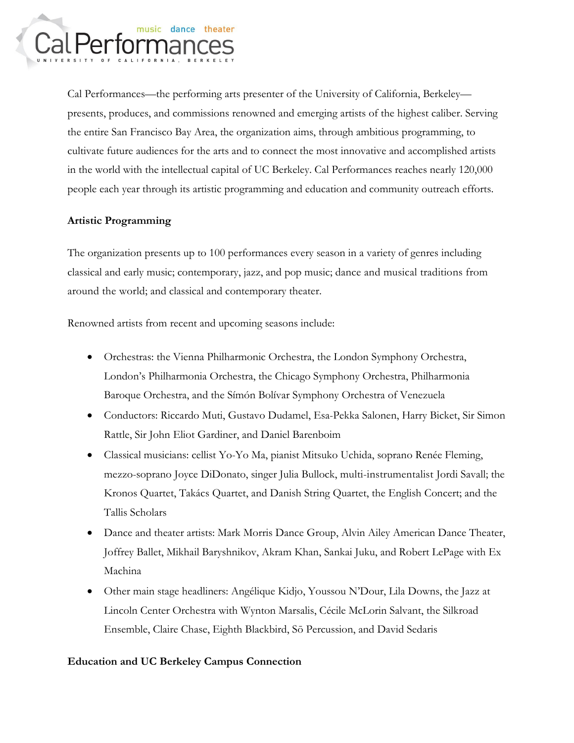Cal Performances—the performing arts presenter of the University of California, Berkeley—presents, produces, and commissions renowned and emerging artists of the highest caliber. Serving the entire San Francisco Bay Area, the organization aims, through ambitious programming, to cultivate future audiences for the arts and to connect the most innovative and accomplished artists in the world with the intellectual capital of UC Berkeley. Cal Performances reaches nearly 120,000 people each year through its artistic programming and education and community outreach efforts.

**Artistic Programming**

The organization presents up to 100 performances every season in a variety of genres including classical and early music; contemporary, jazz, and pop music; dance and musical traditions from around the world; and classical and contemporary theater.

Renowned artists from recent and upcoming seasons include:

- Orchestras: the Vienna Philharmonic Orchestra, the London Symphony Orchestra, London's Philharmonia Orchestra, the Chicago Symphony Orchestra, Philharmonia Baroque Orchestra, and the Símón Bolívar Symphony Orchestra of Venezuela
- Conductors: Riccardo Muti, Gustavo Dudamel, Esa-Pekka Salonen, Harry Bicket, Sir Simon Rattle, Sir John Eliot Gardiner, and Daniel Barenboim
- Classical musicians: cellist Yo-Yo Ma, pianist Mitsuko Uchida, soprano Renée Fleming, mezzo-soprano Joyce DiDonato, singer Julia Bullock, multi-instrumentalist Jordi Savall; the Kronos Quartet, Takács Quartet, and Danish String Quartet, the English Concert; and the Tallis Scholars
- Dance and theater artists: Mark Morris Dance Group, Alvin Ailey American Dance Theater, Joffrey Ballet, Mikhail Baryshnikov, Akram Khan, Sankai Juku, and Robert LePage with Ex Machina
- Other main stage headliners: Angélique Kidjo, Youssou N'Dour, Lila Downs, the Jazz at Lincoln Center Orchestra with Wynton Marsalis, Cécile McLorin Salvant, the Silkroad Ensemble, Claire Chase, Eighth Blackbird, Sō Percussion, and David Sedaris

**Education and UC Berkeley Campus Connection**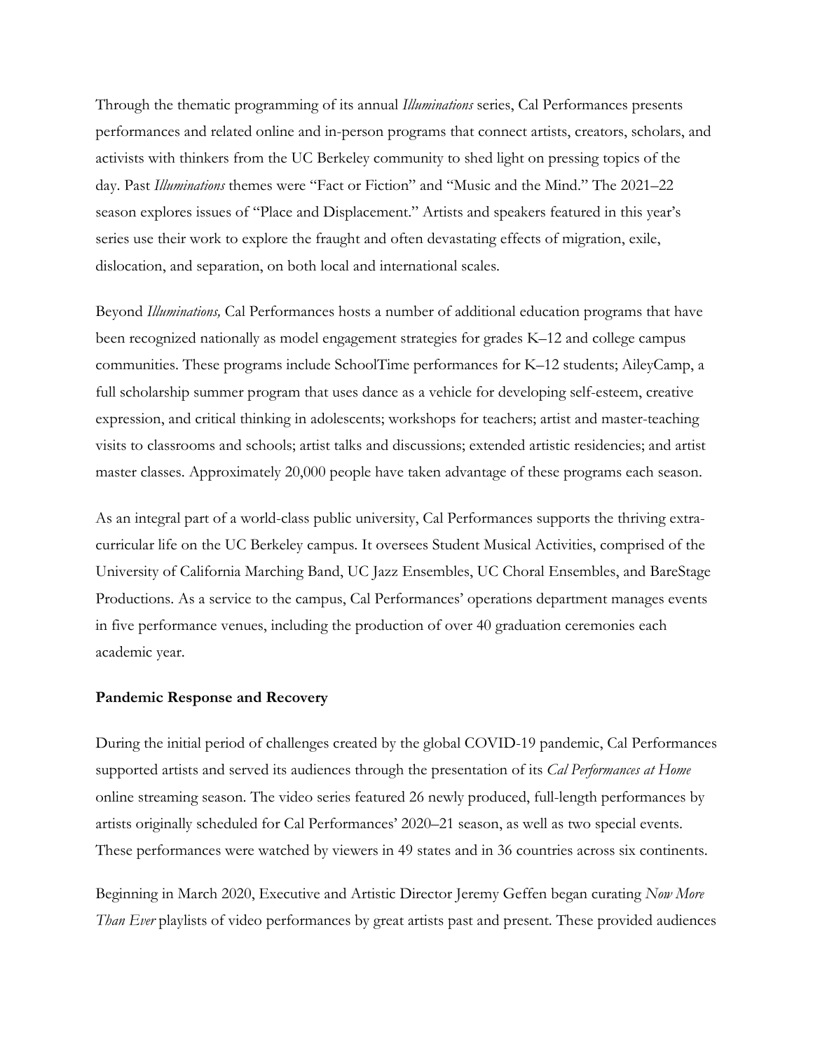Through the thematic programming of its annual *Illuminations* series, Cal Performances presents performances and related online and in-person programs that connect artists, creators, scholars, and activists with thinkers from the UC Berkeley community to shed light on pressing topics of the day. Past *Illuminations* themes were "Fact or Fiction" and "Music and the Mind." The 2021–22 season explores issues of "Place and Displacement." Artists and speakers featured in this year's series use their work to explore the fraught and often devastating effects of migration, exile, dislocation, and separation, on both local and international scales.

Beyond *Illuminations,* Cal Performances hosts a number of additional education programs that have been recognized nationally as model engagement strategies for grades K–12 and college campus communities. These programs include SchoolTime performances for K–12 students; AileyCamp, a full scholarship summer program that uses dance as a vehicle for developing self-esteem, creative expression, and critical thinking in adolescents; workshops for teachers; artist and master-teaching visits to classrooms and schools; artist talks and discussions; extended artistic residencies; and artist master classes. Approximately 20,000 people have taken advantage of these programs each season.

As an integral part of a world-class public university, Cal Performances supports the thriving extra-curricular life on the UC Berkeley campus. It oversees Student Musical Activities, comprised of the University of California Marching Band, UC Jazz Ensembles, UC Choral Ensembles, and BareStage Productions. As a service to the campus, Cal Performances' operations department manages events in five performance venues, including the production of over 40 graduation ceremonies each academic year.

**Pandemic Response and Recovery**

During the initial period of challenges created by the global COVID-19 pandemic, Cal Performances supported artists and served its audiences through the presentation of its *Cal Performances at Home* online streaming season. The video series featured 26 newly produced, full-length performances by artists originally scheduled for Cal Performances' 2020–21 season, as well as two special events. These performances were watched by viewers in 49 states and in 36 countries across six continents.

Beginning in March 2020, Executive and Artistic Director Jeremy Geffen began curating *Now More Than Ever* playlists of video performances by great artists past and present. These provided audiences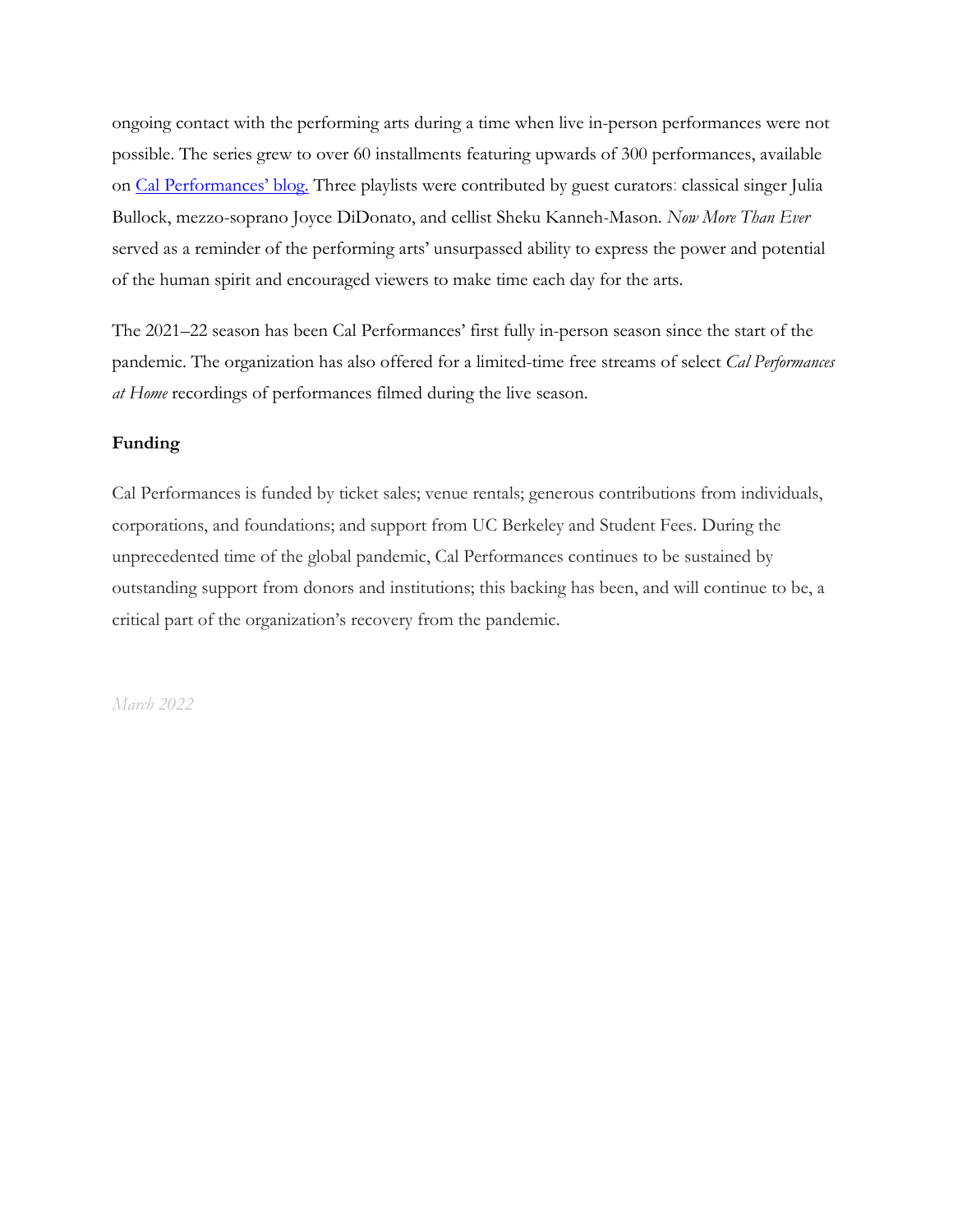ongoing contact with the performing arts during a time when live in-person performances were not possible. The series grew to over 60 installments featuring upwards of 300 performances, available on [Cal Performances' blog.](#) Three playlists were contributed by guest curators: classical singer Julia Bullock, mezzo-soprano Joyce DiDonato, and cellist Sheku Kanneh-Mason. *Now More Than Ever* served as a reminder of the performing arts' unsurpassed ability to express the power and potential of the human spirit and encouraged viewers to make time each day for the arts.

The 2021–22 season has been Cal Performances' first fully in-person season since the start of the pandemic. The organization has also offered for a limited-time free streams of select *Cal Performances at Home* recordings of performances filmed during the live season.

**Funding**

Cal Performances is funded by ticket sales; venue rentals; generous contributions from individuals, corporations, and foundations; and support from UC Berkeley and Student Fees. During the unprecedented time of the global pandemic, Cal Performances continues to be sustained by outstanding support from donors and institutions; this backing has been, and will continue to be, a critical part of the organization's recovery from the pandemic.

*March 2022*